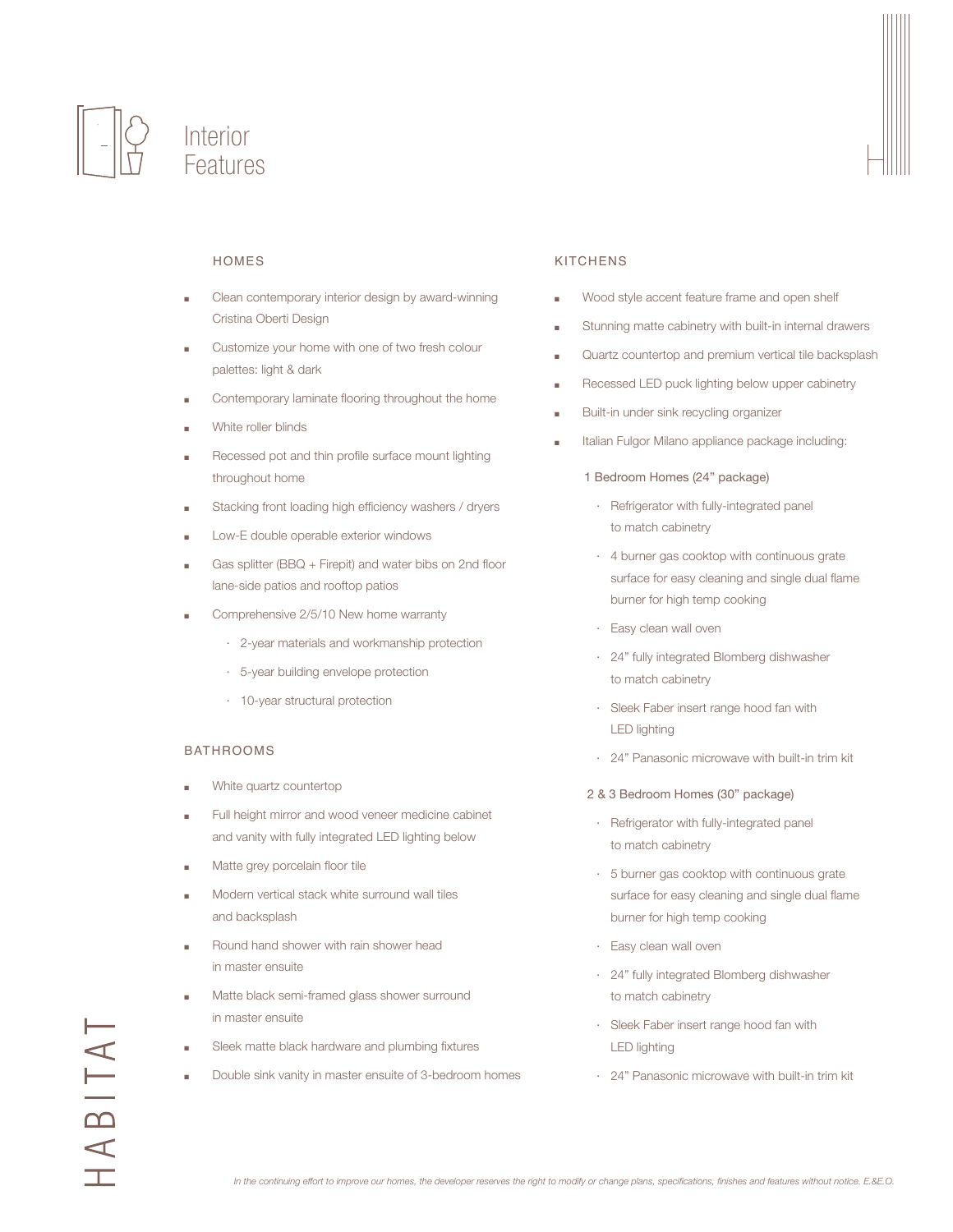# Interior Features

## HOMES

- Clean contemporary interior design by award-winning Cristina Oberti Design
- Customize your home with one of two fresh colour palettes: light & dark
- Contemporary laminate flooring throughout the home
- White roller blinds
- Recessed pot and thin profile surface mount lighting throughout home
- Stacking front loading high efficiency washers / dryers
- Low-E double operable exterior windows
- Gas splitter (BBQ + Firepit) and water bibs on 2nd floor lane-side patios and rooftop patios
- Comprehensive 2/5/10 New home warranty
  - 2-year materials and workmanship protection
  - 5-year building envelope protection
  - 10-year structural protection

## BATHROOMS

- White quartz countertop
- Full height mirror and wood veneer medicine cabinet and vanity with fully integrated LED lighting below
- Matte grey porcelain floor tile
- Modern vertical stack white surround wall tiles and backsplash
- Round hand shower with rain shower head in master ensuite
- Matte black semi-framed glass shower surround in master ensuite
- Sleek matte black hardware and plumbing fixtures
- Double sink vanity in master ensuite of 3-bedroom homes

## KITCHENS

- Wood style accent feature frame and open shelf
- Stunning matte cabinetry with built-in internal drawers
- Quartz countertop and premium vertical tile backsplash
- Recessed LED puck lighting below upper cabinetry
- Built-in under sink recycling organizer
- Italian Fulgor Milano appliance package including:

1 Bedroom Homes (24" package)

- Refrigerator with fully-integrated panel to match cabinetry
- 4 burner gas cooktop with continuous grate surface for easy cleaning and single dual flame burner for high temp cooking
- Easy clean wall oven
- 24" fully integrated Blomberg dishwasher to match cabinetry
- Sleek Faber insert range hood fan with LED lighting
- 24" Panasonic microwave with built-in trim kit

2 & 3 Bedroom Homes (30" package)

- Refrigerator with fully-integrated panel to match cabinetry
- 5 burner gas cooktop with continuous grate surface for easy cleaning and single dual flame burner for high temp cooking
- Easy clean wall oven
- 24" fully integrated Blomberg dishwasher to match cabinetry
- Sleek Faber insert range hood fan with LED lighting
- 24" Panasonic microwave with built-in trim kit

*In the continuing effort to improve our homes, the developer reserves the right to modify or change plans, specifications, finishes and features without notice. E.&E.O.*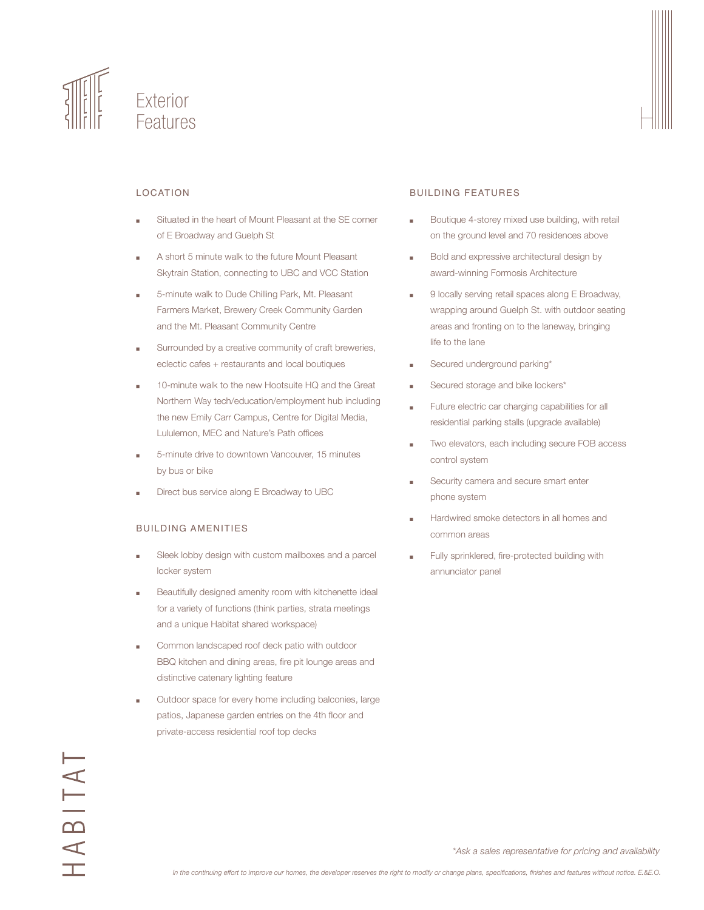# Exterior Features

## LOCATION

- Situated in the heart of Mount Pleasant at the SE corner of E Broadway and Guelph St
- A short 5 minute walk to the future Mount Pleasant Skytrain Station, connecting to UBC and VCC Station
- 5-minute walk to Dude Chilling Park, Mt. Pleasant Farmers Market, Brewery Creek Community Garden and the Mt. Pleasant Community Centre
- Surrounded by a creative community of craft breweries, eclectic cafes + restaurants and local boutiques
- 10-minute walk to the new Hootsuite HQ and the Great Northern Way tech/education/employment hub including the new Emily Carr Campus, Centre for Digital Media, Lululemon, MEC and Nature's Path offices
- 5-minute drive to downtown Vancouver, 15 minutes by bus or bike
- Direct bus service along E Broadway to UBC

## BUILDING AMENITIES

- Sleek lobby design with custom mailboxes and a parcel locker system
- Beautifully designed amenity room with kitchenette ideal for a variety of functions (think parties, strata meetings and a unique Habitat shared workspace)
- Common landscaped roof deck patio with outdoor BBQ kitchen and dining areas, fire pit lounge areas and distinctive catenary lighting feature
- Outdoor space for every home including balconies, large patios, Japanese garden entries on the 4th floor and private-access residential roof top decks

## BUILDING FEATURES

- Boutique 4-storey mixed use building, with retail on the ground level and 70 residences above
- Bold and expressive architectural design by award-winning Formosis Architecture
- 9 locally serving retail spaces along E Broadway, wrapping around Guelph St. with outdoor seating areas and fronting on to the laneway, bringing life to the lane
- Secured underground parking*
- Secured storage and bike lockers*
- Future electric car charging capabilities for all residential parking stalls (upgrade available)
- Two elevators, each including secure FOB access control system
- Security camera and secure smart enter phone system
- Hardwired smoke detectors in all homes and common areas
- Fully sprinklered, fire-protected building with annunciator panel

*\*Ask a sales representative for pricing and availability*

*In the continuing effort to improve our homes, the developer reserves the right to modify or change plans, specifications, finishes and features without notice. E.&E.O.*

HABITAT